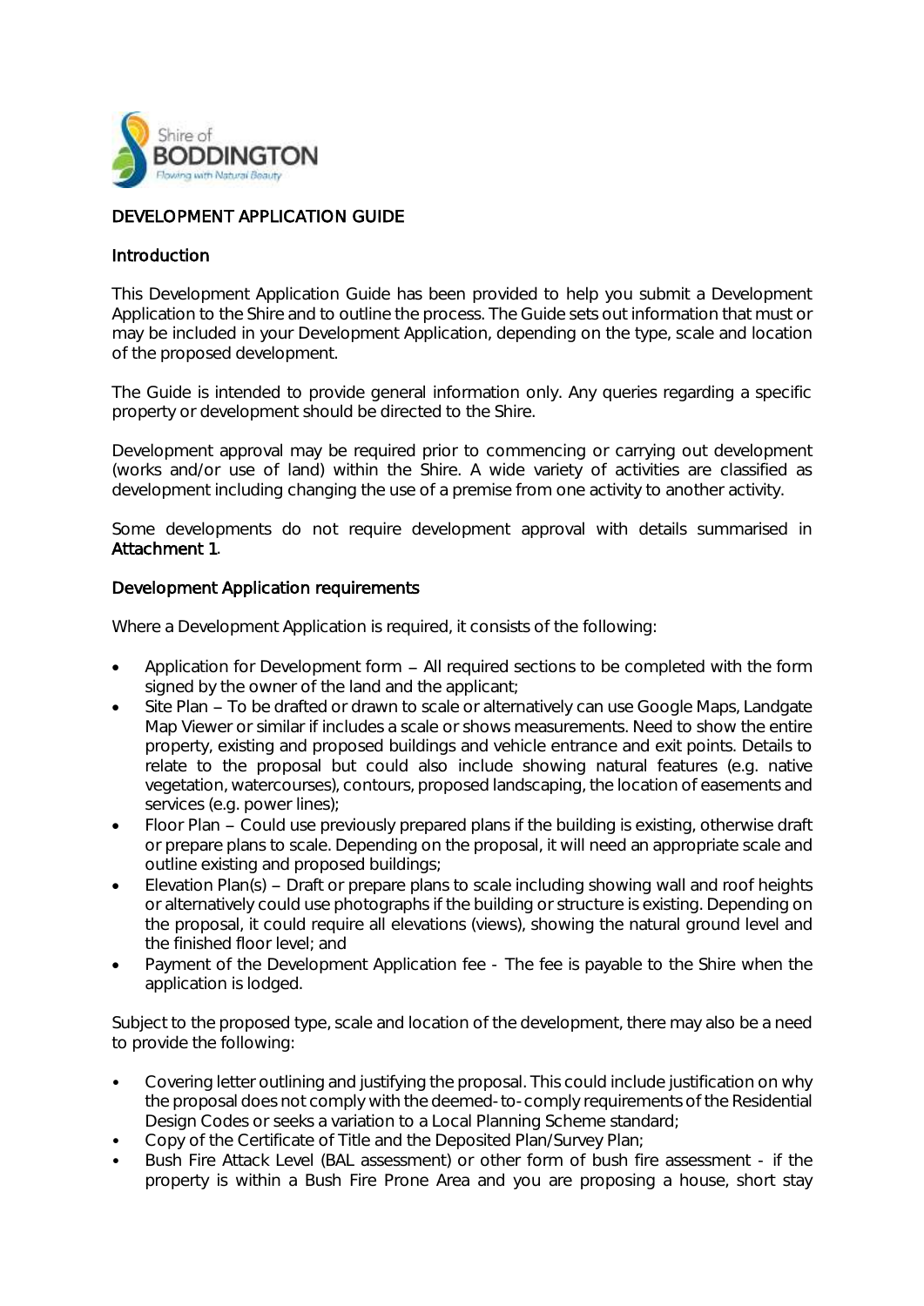Shire of
BODDINGTON
Flowing with Natural Beauty

# DEVELOPMENT APPLICATION GUIDE

## Introduction

This Development Application Guide has been provided to help you submit a Development Application to the Shire and to outline the process. The Guide sets out information that must or may be included in your Development Application, depending on the type, scale and location of the proposed development.

The Guide is intended to provide general information only. Any queries regarding a specific property or development should be directed to the Shire.

Development approval may be required prior to commencing or carrying out development (works and/or use of land) within the Shire. A wide variety of activities are classified as development including changing the use of a premise from one activity to another activity.

Some developments do not require development approval with details summarised in **Attachment 1**.

## Development Application requirements

Where a Development Application is required, it consists of the following:

- Application for Development form – All required sections to be completed with the form signed by the owner of the land and the applicant;
- Site Plan – To be drafted or drawn to scale or alternatively can use Google Maps, Landgate Map Viewer or similar if includes a scale or shows measurements. Need to show the entire property, existing and proposed buildings and vehicle entrance and exit points. Details to relate to the proposal but could also include showing natural features (e.g. native vegetation, watercourses), contours, proposed landscaping, the location of easements and services (e.g. power lines);
- Floor Plan – Could use previously prepared plans if the building is existing, otherwise draft or prepare plans to scale. Depending on the proposal, it will need an appropriate scale and outline existing and proposed buildings;
- Elevation Plan(s) – Draft or prepare plans to scale including showing wall and roof heights or alternatively could use photographs if the building or structure is existing. Depending on the proposal, it could require all elevations (views), showing the natural ground level and the finished floor level; and
- Payment of the Development Application fee - The fee is payable to the Shire when the application is lodged.

Subject to the proposed type, scale and location of the development, there may also be a need to provide the following:

- Covering letter outlining and justifying the proposal. This could include justification on why the proposal does not comply with the deemed-to-comply requirements of the Residential Design Codes or seeks a variation to a Local Planning Scheme standard;
- Copy of the Certificate of Title and the Deposited Plan/Survey Plan;
- Bush Fire Attack Level (BAL assessment) or other form of bush fire assessment - if the property is within a Bush Fire Prone Area and you are proposing a house, short stay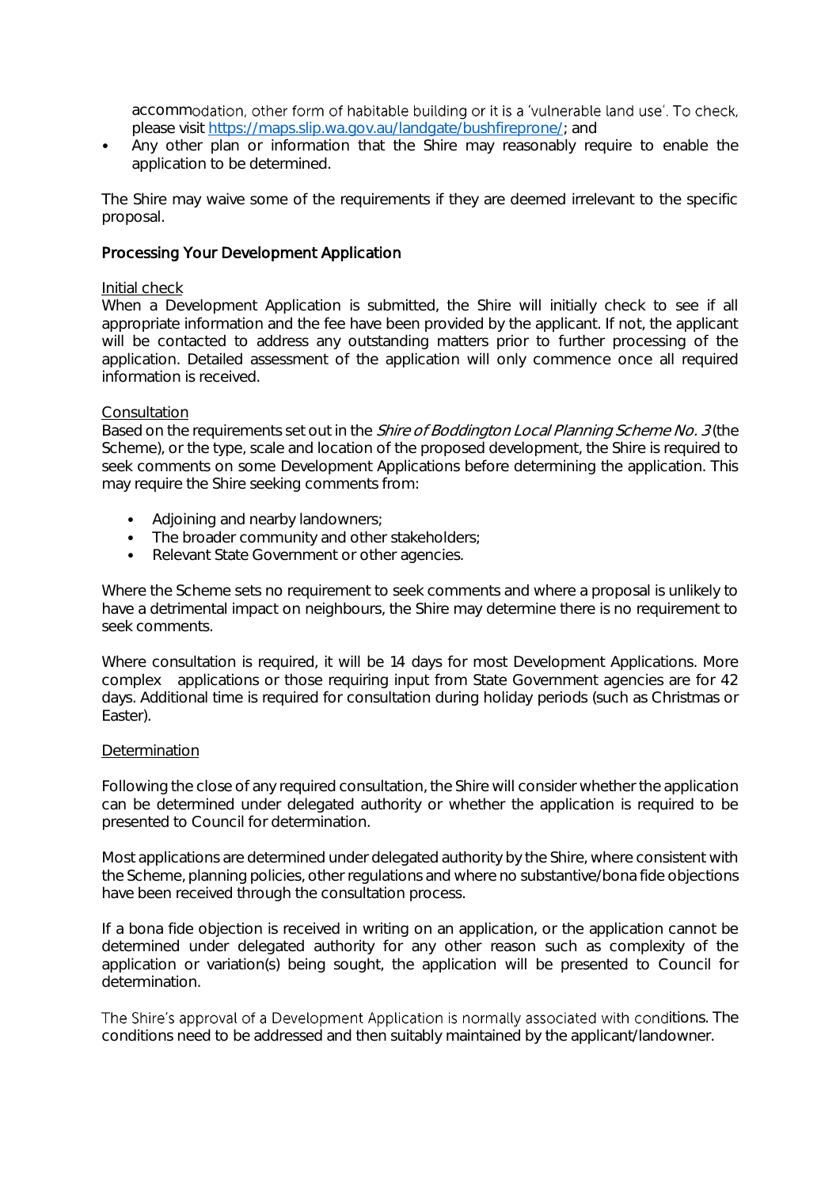accommodation, other form of habitable building or it is a 'vulnerable land use'. To check, please visit [https://maps.slip.wa.gov.au/landgate/bushfireprone/](https://maps.slip.wa.gov.au/landgate/bushfireprone/); and

- Any other plan or information that the Shire may reasonably require to enable the application to be determined.

The Shire may waive some of the requirements if they are deemed irrelevant to the specific proposal.

## Processing Your Development Application

<u>Initial check</u>

When a Development Application is submitted, the Shire will initially check to see if all appropriate information and the fee have been provided by the applicant. If not, the applicant will be contacted to address any outstanding matters prior to further processing of the application. Detailed assessment of the application will only commence once all required information is received.

<u>Consultation</u>

Based on the requirements set out in the *Shire of Boddington Local Planning Scheme No. 3* (the Scheme), or the type, scale and location of the proposed development, the Shire is required to seek comments on some Development Applications before determining the application. This may require the Shire seeking comments from:

- Adjoining and nearby landowners;
- The broader community and other stakeholders;
- Relevant State Government or other agencies.

Where the Scheme sets no requirement to seek comments and where a proposal is unlikely to have a detrimental impact on neighbours, the Shire may determine there is no requirement to seek comments.

Where consultation is required, it will be 14 days for most Development Applications. More complex applications or those requiring input from State Government agencies are for 42 days. Additional time is required for consultation during holiday periods (such as Christmas or Easter).

<u>Determination</u>

Following the close of any required consultation, the Shire will consider whether the application can be determined under delegated authority or whether the application is required to be presented to Council for determination.

Most applications are determined under delegated authority by the Shire, where consistent with the Scheme, planning policies, other regulations and where no substantive/bona fide objections have been received through the consultation process.

If a bona fide objection is received in writing on an application, or the application cannot be determined under delegated authority for any other reason such as complexity of the application or variation(s) being sought, the application will be presented to Council for determination.

The Shire's approval of a Development Application is normally associated with conditions. The conditions need to be addressed and then suitably maintained by the applicant/landowner.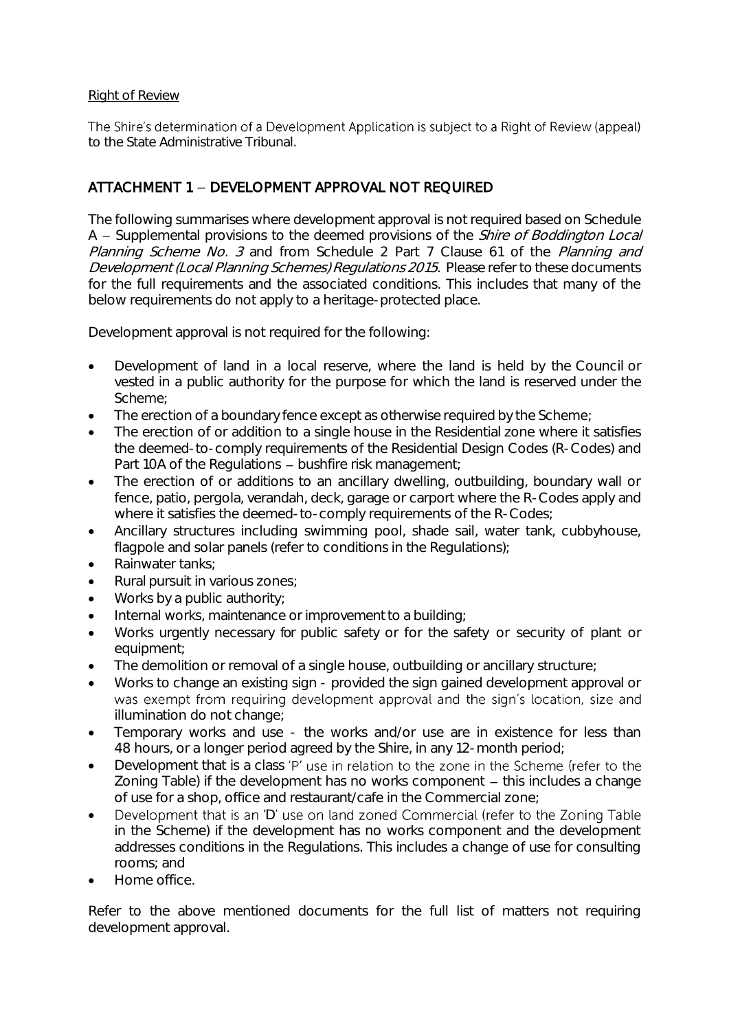Right of Review

The Shire's determination of a Development Application is subject to a Right of Review (appeal) to the State Administrative Tribunal.

## ATTACHMENT 1 – DEVELOPMENT APPROVAL NOT REQUIRED

The following summarises where development approval is not required based on Schedule A – Supplemental provisions to the deemed provisions of the *Shire of Boddington Local Planning Scheme No. 3* and from Schedule 2 Part 7 Clause 61 of the *Planning and Development (Local Planning Schemes) Regulations 2015*. Please refer to these documents for the full requirements and the associated conditions. This includes that many of the below requirements do not apply to a heritage-protected place.

Development approval is not required for the following:

- Development of land in a local reserve, where the land is held by the Council or vested in a public authority for the purpose for which the land is reserved under the Scheme;
- The erection of a boundary fence except as otherwise required by the Scheme;
- The erection of or addition to a single house in the Residential zone where it satisfies the deemed-to-comply requirements of the Residential Design Codes (R-Codes) and Part 10A of the Regulations – bushfire risk management;
- The erection of or additions to an ancillary dwelling, outbuilding, boundary wall or fence, patio, pergola, verandah, deck, garage or carport where the R-Codes apply and where it satisfies the deemed-to-comply requirements of the R-Codes;
- Ancillary structures including swimming pool, shade sail, water tank, cubbyhouse, flagpole and solar panels (refer to conditions in the Regulations);
- Rainwater tanks;
- Rural pursuit in various zones;
- Works by a public authority;
- Internal works, maintenance or improvement to a building;
- Works urgently necessary for public safety or for the safety or security of plant or equipment;
- The demolition or removal of a single house, outbuilding or ancillary structure;
- Works to change an existing sign - provided the sign gained development approval or was exempt from requiring development approval and the sign's location, size and illumination do not change;
- Temporary works and use - the works and/or use are in existence for less than 48 hours, or a longer period agreed by the Shire, in any 12-month period;
- Development that is a class 'P' use in relation to the zone in the Scheme (refer to the Zoning Table) if the development has no works component – this includes a change of use for a shop, office and restaurant/cafe in the Commercial zone;
- Development that is an 'D' use on land zoned Commercial (refer to the Zoning Table in the Scheme) if the development has no works component and the development addresses conditions in the Regulations. This includes a change of use for consulting rooms; and
- Home office.

Refer to the above mentioned documents for the full list of matters not requiring development approval.